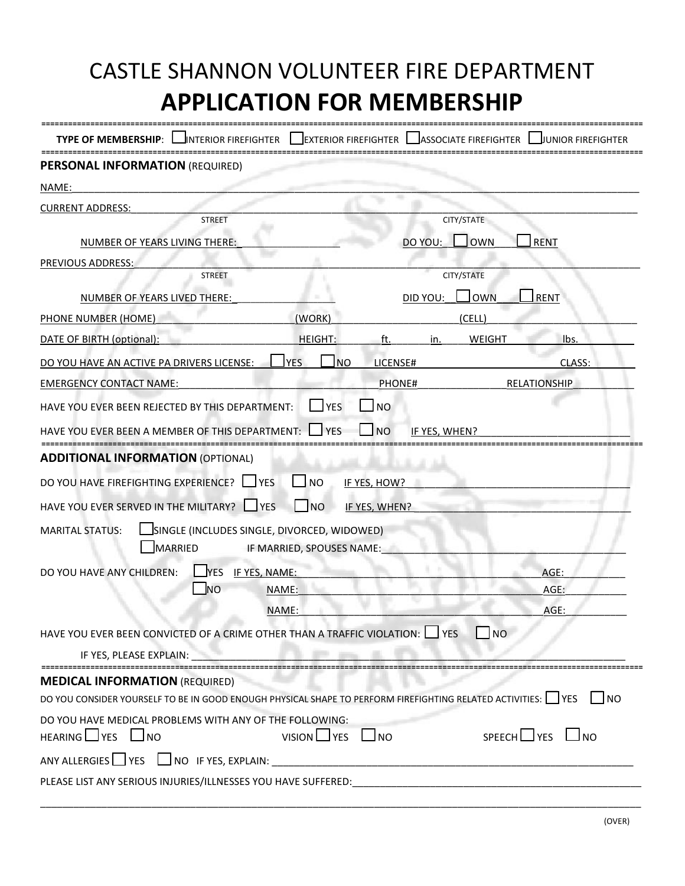# CASTLE SHANNON VOLUNTEER FIRE DEPARTMENT

# APPLICATION FOR MEMBERSHIP

**TYPE OF MEMBERSHIP**: ☐ INTERIOR FIREFIGHTER ☐ EXTERIOR FIREFIGHTER ☐ ASSOCIATE FIREFIGHTER ☐ JUNIOR FIREFIGHTER

## PERSONAL INFORMATION (REQUIRED)

NAME:\_\_\_\_\_\_\_\_\_\_\_\_\_\_\_\_\_\_\_\_\_\_\_\_\_\_\_\_\_\_\_\_\_\_\_\_\_\_\_\_\_\_\_\_\_\_\_\_\_\_\_\_\_\_\_\_

CURRENT ADDRESS:\_\_\_\_\_\_\_\_\_\_\_\_\_\_\_\_\_\_\_\_\_\_\_\_\_\_\_\_\_\_\_\_\_\_\_\_\_\_\_\_\_\_\_\_\_\_\_\_
STREET CITY/STATE

NUMBER OF YEARS LIVING THERE: \_\_\_\_\_\_\_\_\_\_\_\_\_\_\_\_ DO YOU: ☐ OWN ☐ RENT

PREVIOUS ADDRESS:\_\_\_\_\_\_\_\_\_\_\_\_\_\_\_\_\_\_\_\_\_\_\_\_\_\_\_\_\_\_\_\_\_\_\_\_\_\_\_\_\_\_\_\_\_\_\_\_
STREET CITY/STATE

NUMBER OF YEARS LIVED THERE: \_\_\_\_\_\_\_\_\_\_\_\_\_\_\_\_ DID YOU: ☐ OWN ☐ RENT

PHONE NUMBER (HOME)\_\_\_\_\_\_\_\_\_\_\_\_\_\_\_\_ (WORK)\_\_\_\_\_\_\_\_\_\_\_\_\_\_\_\_ (CELL)\_\_\_\_\_\_\_\_\_\_\_\_\_\_\_\_

DATE OF BIRTH (optional): \_\_\_\_\_\_\_\_\_\_\_\_\_\_\_\_ HEIGHT: \_\_\_\_ ft. \_\_\_\_ in. WEIGHT \_\_\_\_\_\_\_\_ lbs.

DO YOU HAVE AN ACTIVE PA DRIVERS LICENSE: ☐ YES ☐ NO LICENSE#\_\_\_\_\_\_\_\_\_\_\_\_\_\_\_\_ CLASS:\_\_\_\_\_\_\_\_

EMERGENCY CONTACT NAME:\_\_\_\_\_\_\_\_\_\_\_\_\_\_\_\_ PHONE#\_\_\_\_\_\_\_\_\_\_\_\_\_\_\_\_ RELATIONSHIP\_\_\_\_\_\_\_\_\_\_\_\_\_\_\_\_

HAVE YOU EVER BEEN REJECTED BY THIS DEPARTMENT: ☐ YES ☐ NO

HAVE YOU EVER BEEN A MEMBER OF THIS DEPARTMENT: ☐ YES ☐ NO IF YES, WHEN?\_\_\_\_\_\_\_\_\_\_\_\_\_\_\_\_

## ADDITIONAL INFORMATION (OPTIONAL)

DO YOU HAVE FIREFIGHTING EXPERIENCE? ☐ YES ☐ NO IF YES, HOW?\_\_\_\_\_\_\_\_\_\_\_\_\_\_\_\_

HAVE YOU EVER SERVED IN THE MILITARY? ☐ YES ☐ NO IF YES, WHEN?\_\_\_\_\_\_\_\_\_\_\_\_\_\_\_\_

MARITAL STATUS: ☐ SINGLE (INCLUDES SINGLE, DIVORCED, WIDOWED)
☐ MARRIED IF MARRIED, SPOUSES NAME:\_\_\_\_\_\_\_\_\_\_\_\_\_\_\_\_

DO YOU HAVE ANY CHILDREN: ☐ YES IF YES, NAME:\_\_\_\_\_\_\_\_\_\_\_\_\_\_\_\_ AGE:\_\_\_\_\_\_\_\_
☐ NO NAME:\_\_\_\_\_\_\_\_\_\_\_\_\_\_\_\_ AGE:\_\_\_\_\_\_\_\_
NAME:\_\_\_\_\_\_\_\_\_\_\_\_\_\_\_\_ AGE:\_\_\_\_\_\_\_\_

HAVE YOU EVER BEEN CONVICTED OF A CRIME OTHER THAN A TRAFFIC VIOLATION: ☐ YES ☐ NO

IF YES, PLEASE EXPLAIN: \_\_\_\_\_\_\_\_\_\_\_\_\_\_\_\_\_\_\_\_\_\_\_\_\_\_\_\_\_\_\_\_

## MEDICAL INFORMATION (REQUIRED)

DO YOU CONSIDER YOURSELF TO BE IN GOOD ENOUGH PHYSICAL SHAPE TO PERFORM FIREFIGHTING RELATED ACTIVITIES: ☐ YES ☐ NO

DO YOU HAVE MEDICAL PROBLEMS WITH ANY OF THE FOLLOWING:
HEARING ☐ YES ☐ NO VISION ☐ YES ☐ NO SPEECH ☐ YES ☐ NO

ANY ALLERGIES ☐ YES ☐ NO IF YES, EXPLAIN: \_\_\_\_\_\_\_\_\_\_\_\_\_\_\_\_\_\_\_\_\_\_\_\_\_\_\_\_\_\_\_\_

PLEASE LIST ANY SERIOUS INJURIES/ILLNESSES YOU HAVE SUFFERED:\_\_\_\_\_\_\_\_\_\_\_\_\_\_\_\_\_\_\_\_\_\_\_\_\_\_\_\_\_\_\_\_

\_\_\_\_\_\_\_\_\_\_\_\_\_\_\_\_\_\_\_\_\_\_\_\_\_\_\_\_\_\_\_\_\_\_\_\_\_\_\_\_\_\_\_\_\_\_\_\_\_\_\_\_\_\_\_\_\_\_\_\_

(OVER)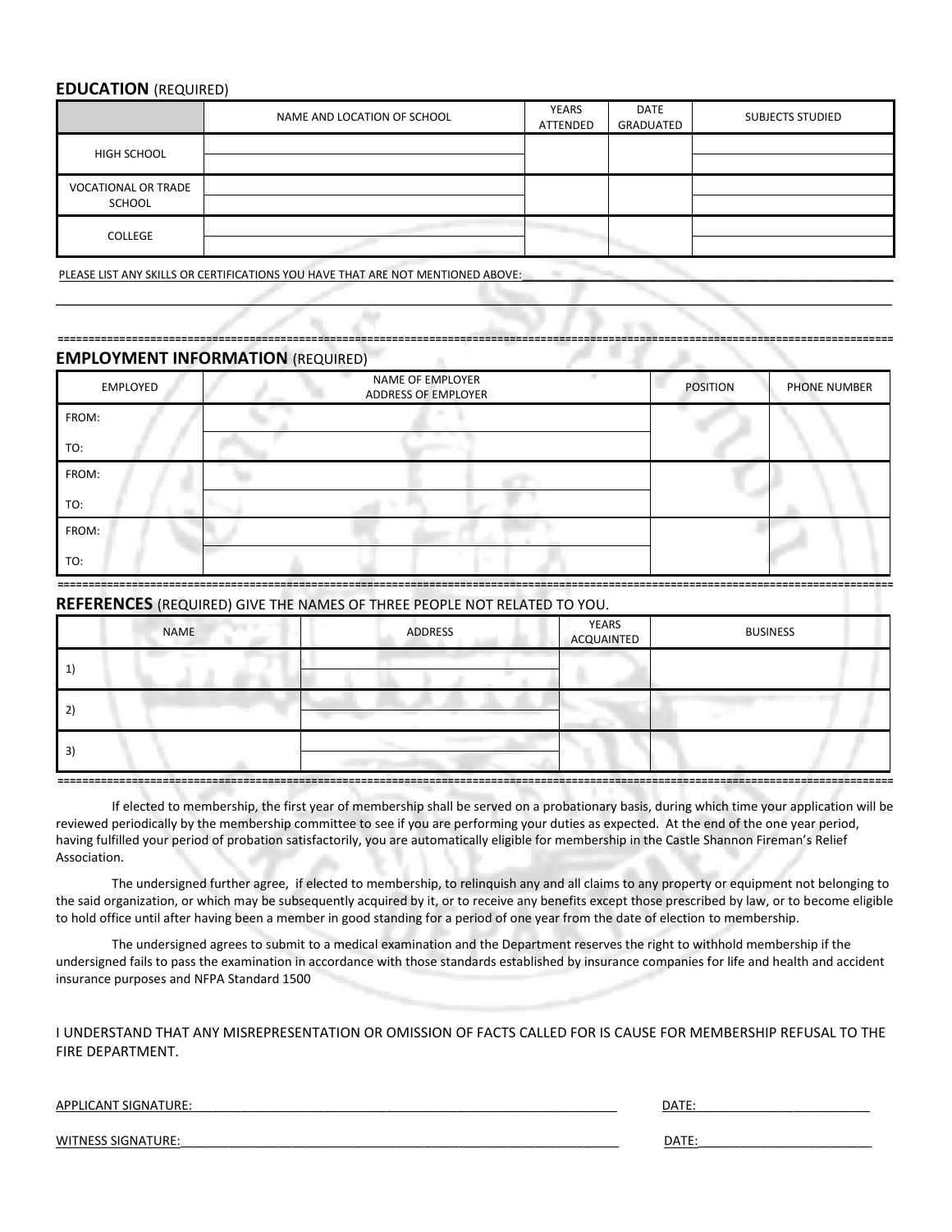## EDUCATION (REQUIRED)

| | NAME AND LOCATION OF SCHOOL | YEARS ATTENDED | DATE GRADUATED | SUBJECTS STUDIED |
|---|---|---|---|---|
| HIGH SCHOOL | | | | |
| VOCATIONAL OR TRADE SCHOOL | | | | |
| COLLEGE | | | | |

PLEASE LIST ANY SKILLS OR CERTIFICATIONS YOU HAVE THAT ARE NOT MENTIONED ABOVE:\_\_\_\_\_\_\_\_\_\_\_\_\_\_\_\_\_\_\_\_\_\_\_\_\_\_\_\_\_\_\_\_\_\_\_\_\_\_\_\_

\_\_\_\_\_\_\_\_\_\_\_\_\_\_\_\_\_\_\_\_\_\_\_\_\_\_\_\_\_\_\_\_\_\_\_\_\_\_\_\_\_\_\_\_\_\_\_\_\_\_\_\_\_\_\_\_\_\_\_\_\_\_\_\_\_\_\_\_\_\_\_\_\_\_\_\_\_\_\_\_\_\_\_\_\_\_\_\_\_\_

## EMPLOYMENT INFORMATION (REQUIRED)

| EMPLOYED | NAME OF EMPLOYER<br>ADDRESS OF EMPLOYER | POSITION | PHONE NUMBER |
|---|---|---|---|
| FROM: | | | |
| TO: | | | |
| FROM: | | | |
| TO: | | | |
| FROM: | | | |
| TO: | | | |

## REFERENCES (REQUIRED) GIVE THE NAMES OF THREE PEOPLE NOT RELATED TO YOU.

| NAME | ADDRESS | YEARS ACQUAINTED | BUSINESS |
|---|---|---|---|
| 1) | | | |
| 2) | | | |
| 3) | | | |

If elected to membership, the first year of membership shall be served on a probationary basis, during which time your application will be reviewed periodically by the membership committee to see if you are performing your duties as expected. At the end of the one year period, having fulfilled your period of probation satisfactorily, you are automatically eligible for membership in the Castle Shannon Fireman's Relief Association.

The undersigned further agree, if elected to membership, to relinquish any and all claims to any property or equipment not belonging to the said organization, or which may be subsequently acquired by it, or to receive any benefits except those prescribed by law, or to become eligible to hold office until after having been a member in good standing for a period of one year from the date of election to membership.

The undersigned agrees to submit to a medical examination and the Department reserves the right to withhold membership if the undersigned fails to pass the examination in accordance with those standards established by insurance companies for life and health and accident insurance purposes and NFPA Standard 1500

I UNDERSTAND THAT ANY MISREPRESENTATION OR OMISSION OF FACTS CALLED FOR IS CAUSE FOR MEMBERSHIP REFUSAL TO THE FIRE DEPARTMENT.

APPLICANT SIGNATURE:\_\_\_\_\_\_\_\_\_\_\_\_\_\_\_\_\_\_\_\_\_\_\_\_\_\_\_\_\_\_\_\_\_\_\_\_\_\_\_\_\_\_\_\_\_\_\_\_ DATE:\_\_\_\_\_\_\_\_\_\_\_\_\_\_\_\_\_\_\_\_\_\_\_\_

WITNESS SIGNATURE:\_\_\_\_\_\_\_\_\_\_\_\_\_\_\_\_\_\_\_\_\_\_\_\_\_\_\_\_\_\_\_\_\_\_\_\_\_\_\_\_\_\_\_\_\_\_\_\_ DATE:\_\_\_\_\_\_\_\_\_\_\_\_\_\_\_\_\_\_\_\_\_\_\_\_